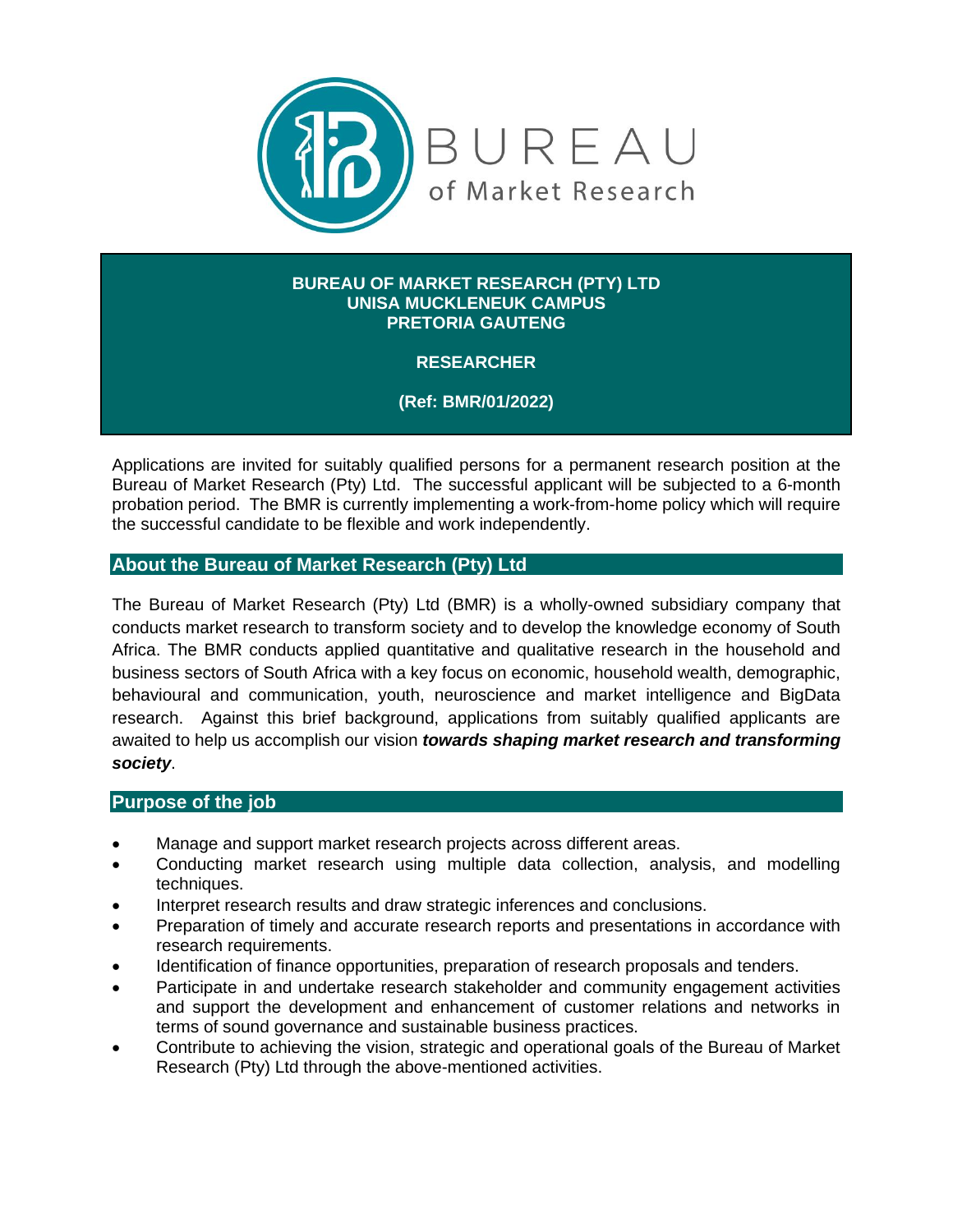BUREAU of Market Research

**BUREAU OF MARKET RESEARCH (PTY) LTD**
**UNISA MUCKLENEUK CAMPUS**
**PRETORIA GAUTENG**

# RESEARCHER

**(Ref: BMR/01/2022)**

Applications are invited for suitably qualified persons for a permanent research position at the Bureau of Market Research (Pty) Ltd. The successful applicant will be subjected to a 6-month probation period. The BMR is currently implementing a work-from-home policy which will require the successful candidate to be flexible and work independently.

## About the Bureau of Market Research (Pty) Ltd

The Bureau of Market Research (Pty) Ltd (BMR) is a wholly-owned subsidiary company that conducts market research to transform society and to develop the knowledge economy of South Africa. The BMR conducts applied quantitative and qualitative research in the household and business sectors of South Africa with a key focus on economic, household wealth, demographic, behavioural and communication, youth, neuroscience and market intelligence and BigData research. Against this brief background, applications from suitably qualified applicants are awaited to help us accomplish our vision ***towards shaping market research and transforming society***.

## Purpose of the job

- Manage and support market research projects across different areas.
- Conducting market research using multiple data collection, analysis, and modelling techniques.
- Interpret research results and draw strategic inferences and conclusions.
- Preparation of timely and accurate research reports and presentations in accordance with research requirements.
- Identification of finance opportunities, preparation of research proposals and tenders.
- Participate in and undertake research stakeholder and community engagement activities and support the development and enhancement of customer relations and networks in terms of sound governance and sustainable business practices.
- Contribute to achieving the vision, strategic and operational goals of the Bureau of Market Research (Pty) Ltd through the above-mentioned activities.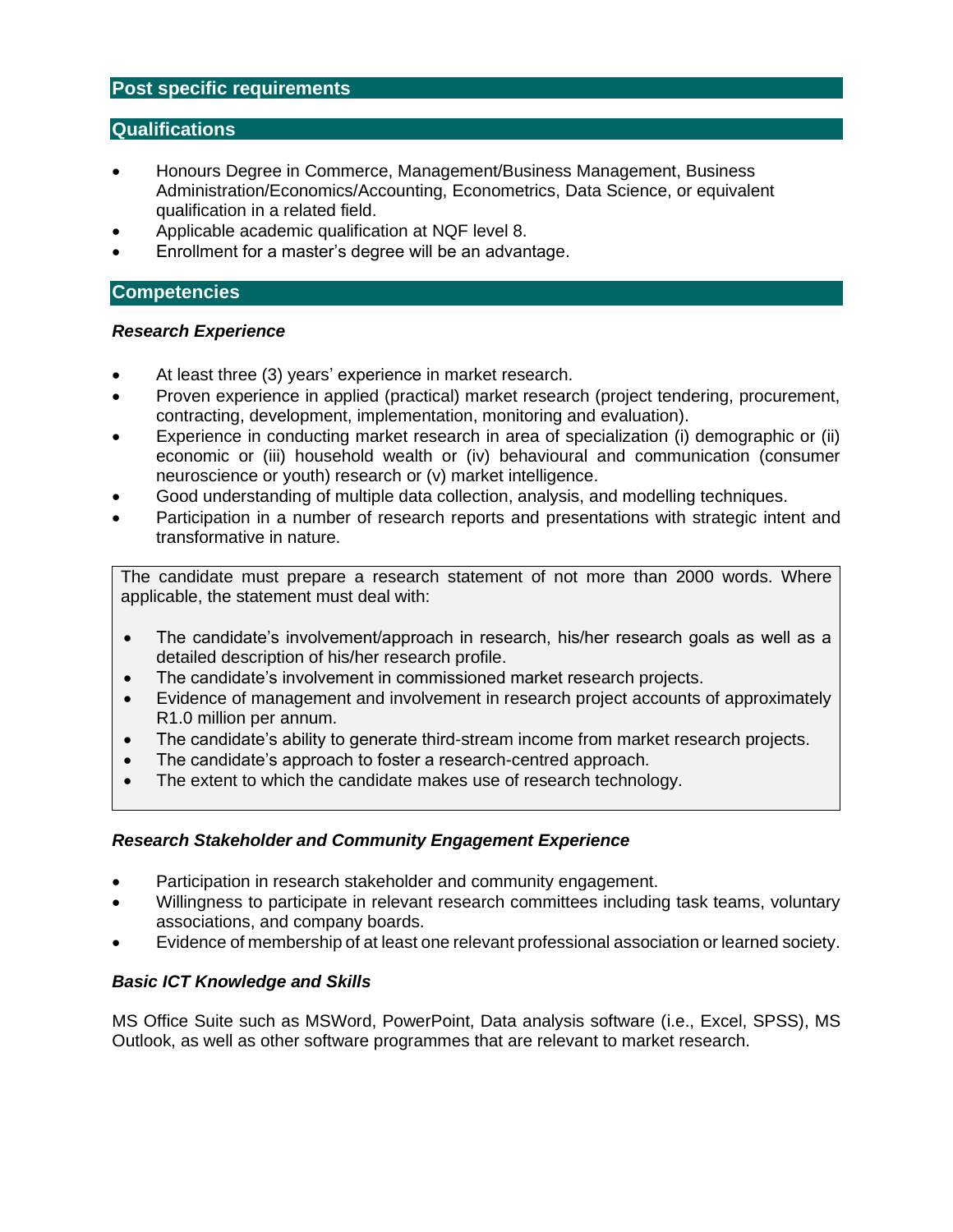## Post specific requirements

## Qualifications

- Honours Degree in Commerce, Management/Business Management, Business Administration/Economics/Accounting, Econometrics, Data Science, or equivalent qualification in a related field.
- Applicable academic qualification at NQF level 8.
- Enrollment for a master's degree will be an advantage.

## Competencies

### *Research Experience*

- At least three (3) years' experience in market research.
- Proven experience in applied (practical) market research (project tendering, procurement, contracting, development, implementation, monitoring and evaluation).
- Experience in conducting market research in area of specialization (i) demographic or (ii) economic or (iii) household wealth or (iv) behavioural and communication (consumer neuroscience or youth) research or (v) market intelligence.
- Good understanding of multiple data collection, analysis, and modelling techniques.
- Participation in a number of research reports and presentations with strategic intent and transformative in nature.

The candidate must prepare a research statement of not more than 2000 words. Where applicable, the statement must deal with:

- The candidate's involvement/approach in research, his/her research goals as well as a detailed description of his/her research profile.
- The candidate's involvement in commissioned market research projects.
- Evidence of management and involvement in research project accounts of approximately R1.0 million per annum.
- The candidate's ability to generate third-stream income from market research projects.
- The candidate's approach to foster a research-centred approach.
- The extent to which the candidate makes use of research technology.

### *Research Stakeholder and Community Engagement Experience*

- Participation in research stakeholder and community engagement.
- Willingness to participate in relevant research committees including task teams, voluntary associations, and company boards.
- Evidence of membership of at least one relevant professional association or learned society.

### *Basic ICT Knowledge and Skills*

MS Office Suite such as MSWord, PowerPoint, Data analysis software (i.e., Excel, SPSS), MS Outlook, as well as other software programmes that are relevant to market research.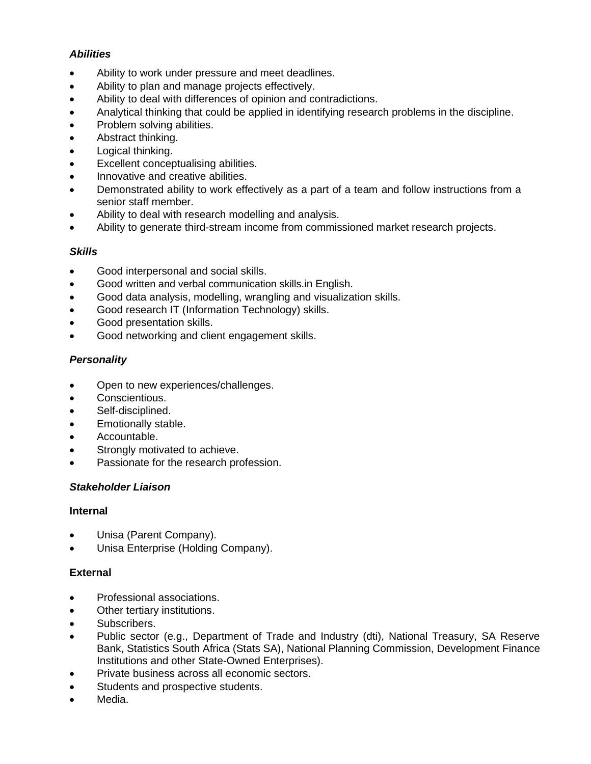***Abilities***

- Ability to work under pressure and meet deadlines.
- Ability to plan and manage projects effectively.
- Ability to deal with differences of opinion and contradictions.
- Analytical thinking that could be applied in identifying research problems in the discipline.
- Problem solving abilities.
- Abstract thinking.
- Logical thinking.
- Excellent conceptualising abilities.
- Innovative and creative abilities.
- Demonstrated ability to work effectively as a part of a team and follow instructions from a senior staff member.
- Ability to deal with research modelling and analysis.
- Ability to generate third-stream income from commissioned market research projects.

***Skills***

- Good interpersonal and social skills.
- Good written and verbal communication skills.in English.
- Good data analysis, modelling, wrangling and visualization skills.
- Good research IT (Information Technology) skills.
- Good presentation skills.
- Good networking and client engagement skills.

***Personality***

- Open to new experiences/challenges.
- Conscientious.
- Self-disciplined.
- Emotionally stable.
- Accountable.
- Strongly motivated to achieve.
- Passionate for the research profession.

***Stakeholder Liaison***

**Internal**

- Unisa (Parent Company).
- Unisa Enterprise (Holding Company).

**External**

- Professional associations.
- Other tertiary institutions.
- Subscribers.
- Public sector (e.g., Department of Trade and Industry (dti), National Treasury, SA Reserve Bank, Statistics South Africa (Stats SA), National Planning Commission, Development Finance Institutions and other State-Owned Enterprises).
- Private business across all economic sectors.
- Students and prospective students.
- Media.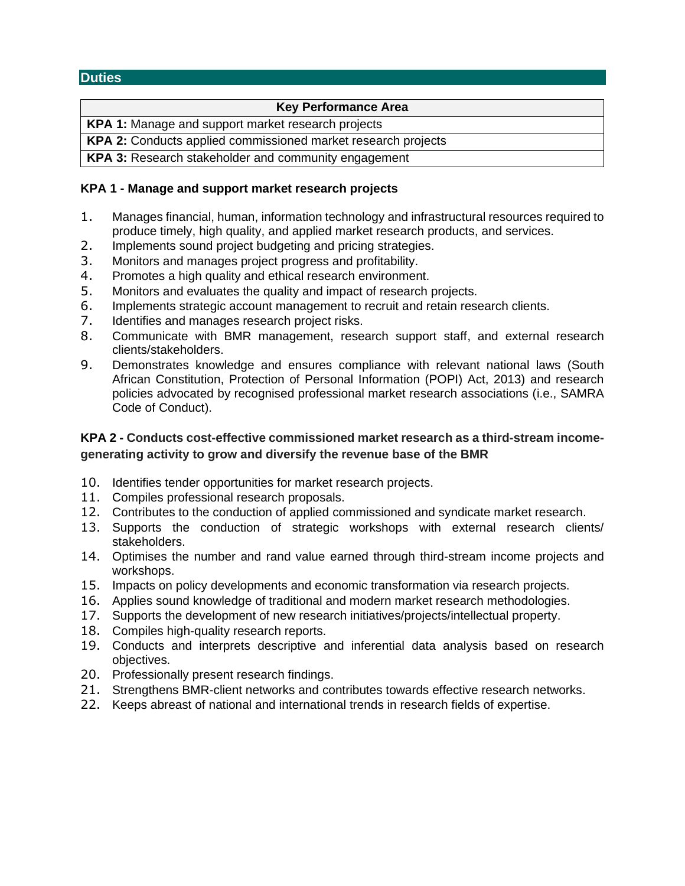## Duties

| Key Performance Area |
| --- |
| **KPA 1:** Manage and support market research projects |
| **KPA 2:** Conducts applied commissioned market research projects |
| **KPA 3:** Research stakeholder and community engagement |

### KPA 1 - Manage and support market research projects

1. Manages financial, human, information technology and infrastructural resources required to produce timely, high quality, and applied market research products, and services.
2. Implements sound project budgeting and pricing strategies.
3. Monitors and manages project progress and profitability.
4. Promotes a high quality and ethical research environment.
5. Monitors and evaluates the quality and impact of research projects.
6. Implements strategic account management to recruit and retain research clients.
7. Identifies and manages research project risks.
8. Communicate with BMR management, research support staff, and external research clients/stakeholders.
9. Demonstrates knowledge and ensures compliance with relevant national laws (South African Constitution, Protection of Personal Information (POPI) Act, 2013) and research policies advocated by recognised professional market research associations (i.e., SAMRA Code of Conduct).

### KPA 2 - Conducts cost-effective commissioned market research as a third-stream income-generating activity to grow and diversify the revenue base of the BMR

10. Identifies tender opportunities for market research projects.
11. Compiles professional research proposals.
12. Contributes to the conduction of applied commissioned and syndicate market research.
13. Supports the conduction of strategic workshops with external research clients/ stakeholders.
14. Optimises the number and rand value earned through third-stream income projects and workshops.
15. Impacts on policy developments and economic transformation via research projects.
16. Applies sound knowledge of traditional and modern market research methodologies.
17. Supports the development of new research initiatives/projects/intellectual property.
18. Compiles high-quality research reports.
19. Conducts and interprets descriptive and inferential data analysis based on research objectives.
20. Professionally present research findings.
21. Strengthens BMR-client networks and contributes towards effective research networks.
22. Keeps abreast of national and international trends in research fields of expertise.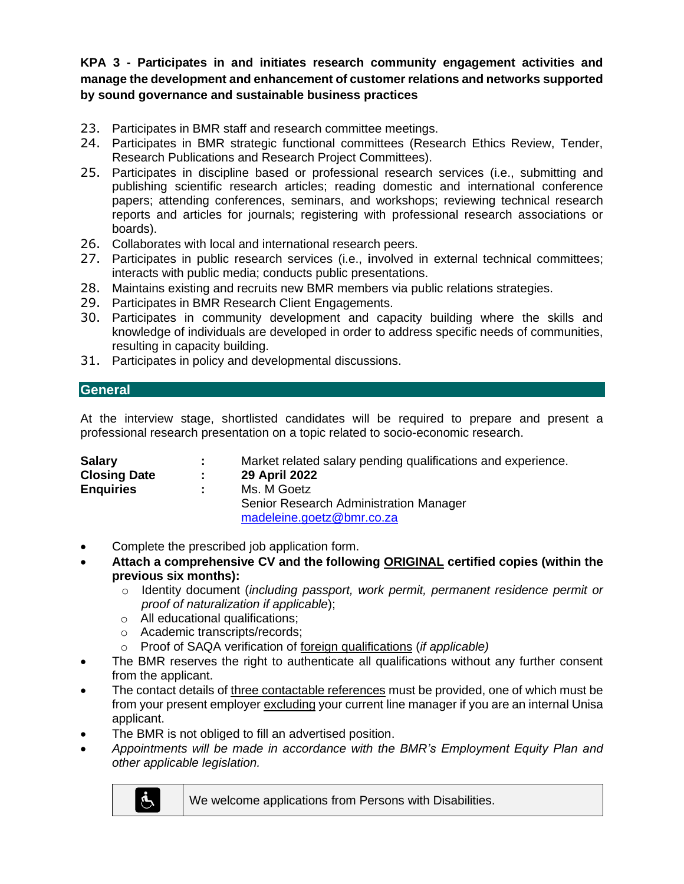**KPA 3 - Participates in and initiates research community engagement activities and manage the development and enhancement of customer relations and networks supported by sound governance and sustainable business practices**

23. Participates in BMR staff and research committee meetings.
24. Participates in BMR strategic functional committees (Research Ethics Review, Tender, Research Publications and Research Project Committees).
25. Participates in discipline based or professional research services (i.e., submitting and publishing scientific research articles; reading domestic and international conference papers; attending conferences, seminars, and workshops; reviewing technical research reports and articles for journals; registering with professional research associations or boards).
26. Collaborates with local and international research peers.
27. Participates in public research services (i.e., **i**nvolved in external technical committees; interacts with public media; conducts public presentations.
28. Maintains existing and recruits new BMR members via public relations strategies.
29. Participates in BMR Research Client Engagements.
30. Participates in community development and capacity building where the skills and knowledge of individuals are developed in order to address specific needs of communities, resulting in capacity building.
31. Participates in policy and developmental discussions.

## General

At the interview stage, shortlisted candidates will be required to prepare and present a professional research presentation on a topic related to socio-economic research.

| | | |
|---|---|---|
| **Salary** | **:** | Market related salary pending qualifications and experience. |
| **Closing Date** | **:** | **29 April 2022** |
| **Enquiries** | **:** | Ms. M Goetz<br>Senior Research Administration Manager<br>madeleine.goetz@bmr.co.za |

- Complete the prescribed job application form.
- **Attach a comprehensive CV and the following ORIGINAL certified copies (within the previous six months):**
  - Identity document (*including passport, work permit, permanent residence permit or proof of naturalization if applicable*);
  - All educational qualifications;
  - Academic transcripts/records;
  - Proof of SAQA verification of foreign qualifications (*if applicable)*
- The BMR reserves the right to authenticate all qualifications without any further consent from the applicant.
- The contact details of three contactable references must be provided, one of which must be from your present employer excluding your current line manager if you are an internal Unisa applicant.
- The BMR is not obliged to fill an advertised position.
- *Appointments will be made in accordance with the BMR's Employment Equity Plan and other applicable legislation.*

We welcome applications from Persons with Disabilities.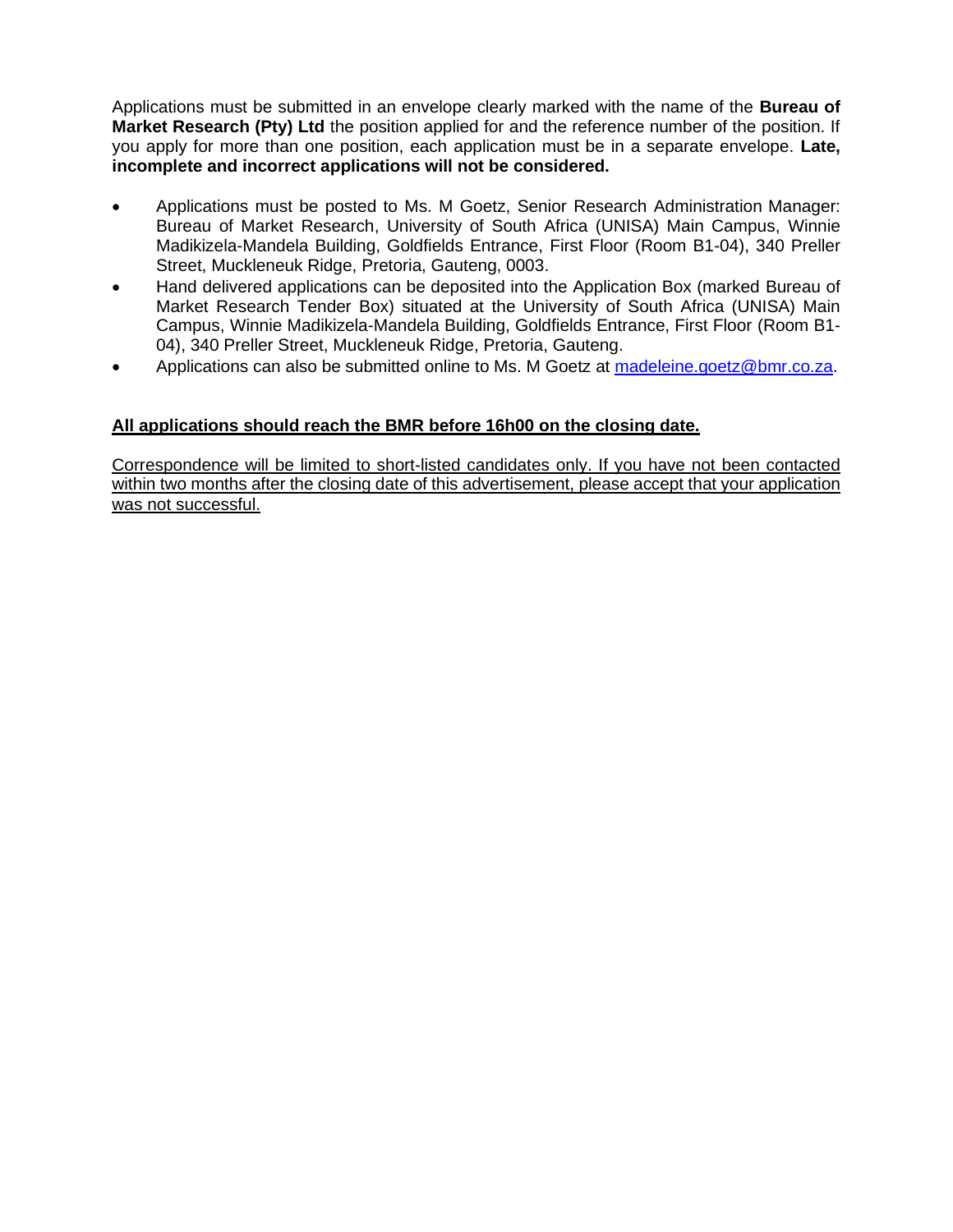Applications must be submitted in an envelope clearly marked with the name of the **Bureau of Market Research (Pty) Ltd** the position applied for and the reference number of the position. If you apply for more than one position, each application must be in a separate envelope. **Late, incomplete and incorrect applications will not be considered.**

- Applications must be posted to Ms. M Goetz, Senior Research Administration Manager: Bureau of Market Research, University of South Africa (UNISA) Main Campus, Winnie Madikizela-Mandela Building, Goldfields Entrance, First Floor (Room B1-04), 340 Preller Street, Muckleneuk Ridge, Pretoria, Gauteng, 0003.
- Hand delivered applications can be deposited into the Application Box (marked Bureau of Market Research Tender Box) situated at the University of South Africa (UNISA) Main Campus, Winnie Madikizela-Mandela Building, Goldfields Entrance, First Floor (Room B1-04), 340 Preller Street, Muckleneuk Ridge, Pretoria, Gauteng.
- Applications can also be submitted online to Ms. M Goetz at madeleine.goetz@bmr.co.za.

**All applications should reach the BMR before 16h00 on the closing date.**

Correspondence will be limited to short-listed candidates only. If you have not been contacted within two months after the closing date of this advertisement, please accept that your application was not successful.